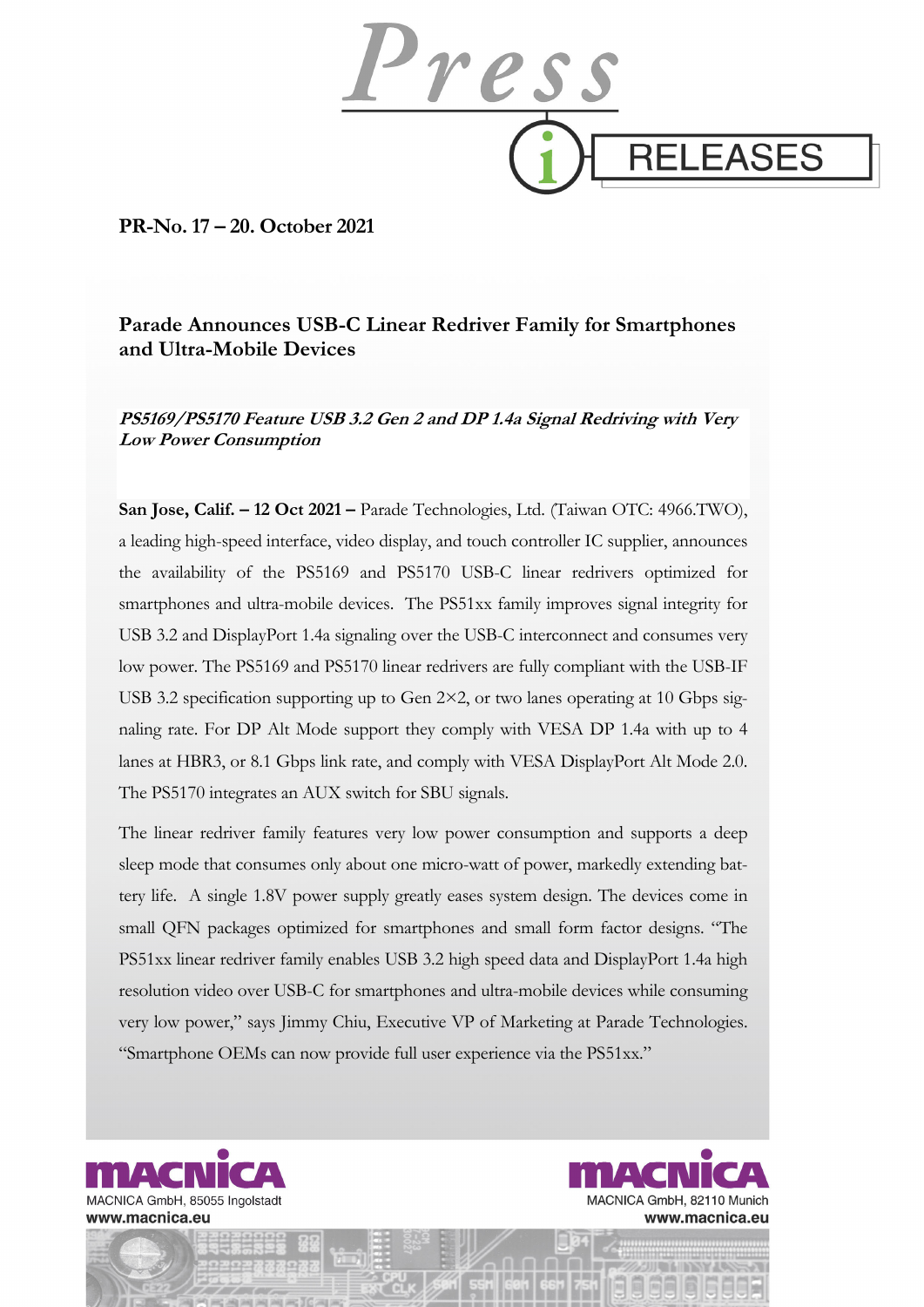**PR-No. 17 – 20. October 2021**

## Parade Announces USB-C Linear Redriver Family for Smartphones and Ultra-Mobile Devices

***PS5169/PS5170 Feature USB 3.2 Gen 2 and DP 1.4a Signal Redriving with Very Low Power Consumption***

**San Jose, Calif. – 12 Oct 2021 –** Parade Technologies, Ltd. (Taiwan OTC: 4966.TWO), a leading high-speed interface, video display, and touch controller IC supplier, announces the availability of the PS5169 and PS5170 USB-C linear redrivers optimized for smartphones and ultra-mobile devices. The PS51xx family improves signal integrity for USB 3.2 and DisplayPort 1.4a signaling over the USB-C interconnect and consumes very low power. The PS5169 and PS5170 linear redrivers are fully compliant with the USB-IF USB 3.2 specification supporting up to Gen 2×2, or two lanes operating at 10 Gbps signaling rate. For DP Alt Mode support they comply with VESA DP 1.4a with up to 4 lanes at HBR3, or 8.1 Gbps link rate, and comply with VESA DisplayPort Alt Mode 2.0. The PS5170 integrates an AUX switch for SBU signals.

The linear redriver family features very low power consumption and supports a deep sleep mode that consumes only about one micro-watt of power, markedly extending battery life. A single 1.8V power supply greatly eases system design. The devices come in small QFN packages optimized for smartphones and small form factor designs. "The PS51xx linear redriver family enables USB 3.2 high speed data and DisplayPort 1.4a high resolution video over USB-C for smartphones and ultra-mobile devices while consuming very low power," says Jimmy Chiu, Executive VP of Marketing at Parade Technologies. "Smartphone OEMs can now provide full user experience via the PS51xx."

MACNICA GmbH, 85055 Ingolstadt
www.macnica.eu

MACNICA GmbH, 82110 Munich
www.macnica.eu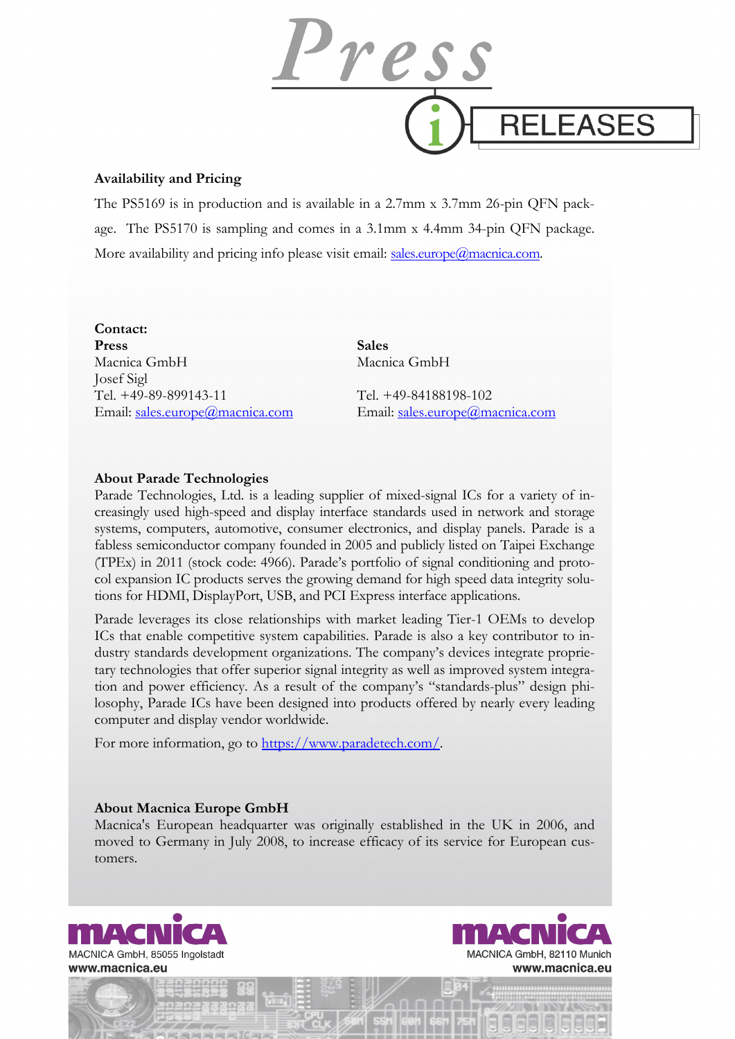**Availability and Pricing**

The PS5169 is in production and is available in a 2.7mm x 3.7mm 26-pin QFN package. The PS5170 is sampling and comes in a 3.1mm x 4.4mm 34-pin QFN package. More availability and pricing info please visit email: sales.europe@macnica.com.

**Contact:**

**Press**
Macnica GmbH
Josef Sigl
Tel. +49-89-899143-11
Email: sales.europe@macnica.com

**Sales**
Macnica GmbH

Tel. +49-84188198-102
Email: sales.europe@macnica.com

**About Parade Technologies**

Parade Technologies, Ltd. is a leading supplier of mixed-signal ICs for a variety of increasingly used high-speed and display interface standards used in network and storage systems, computers, automotive, consumer electronics, and display panels. Parade is a fabless semiconductor company founded in 2005 and publicly listed on Taipei Exchange (TPEx) in 2011 (stock code: 4966). Parade's portfolio of signal conditioning and protocol expansion IC products serves the growing demand for high speed data integrity solutions for HDMI, DisplayPort, USB, and PCI Express interface applications.

Parade leverages its close relationships with market leading Tier-1 OEMs to develop ICs that enable competitive system capabilities. Parade is also a key contributor to industry standards development organizations. The company's devices integrate proprietary technologies that offer superior signal integrity as well as improved system integration and power efficiency. As a result of the company's "standards-plus" design philosophy, Parade ICs have been designed into products offered by nearly every leading computer and display vendor worldwide.

For more information, go to https://www.paradetech.com/.

**About Macnica Europe GmbH**

Macnica's European headquarter was originally established in the UK in 2006, and moved to Germany in July 2008, to increase efficacy of its service for European customers.

MACNICA GmbH, 85055 Ingolstadt
www.macnica.eu

MACNICA GmbH, 82110 Munich
www.macnica.eu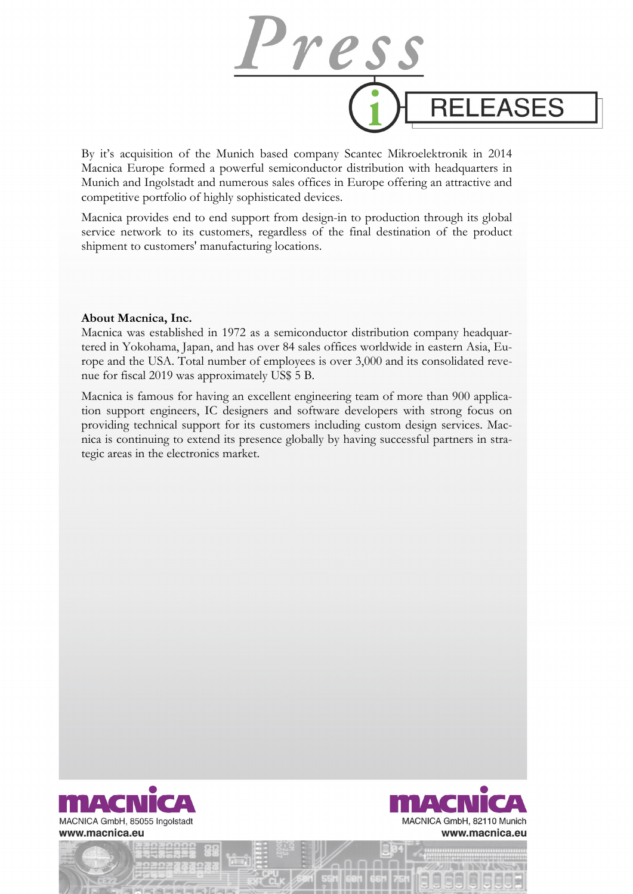By it's acquisition of the Munich based company Scantec Mikroelektronik in 2014 Macnica Europe formed a powerful semiconductor distribution with headquarters in Munich and Ingolstadt and numerous sales offices in Europe offering an attractive and competitive portfolio of highly sophisticated devices.

Macnica provides end to end support from design-in to production through its global service network to its customers, regardless of the final destination of the product shipment to customers' manufacturing locations.

**About Macnica, Inc.**

Macnica was established in 1972 as a semiconductor distribution company headquartered in Yokohama, Japan, and has over 84 sales offices worldwide in eastern Asia, Europe and the USA. Total number of employees is over 3,000 and its consolidated revenue for fiscal 2019 was approximately US$ 5 B.

Macnica is famous for having an excellent engineering team of more than 900 application support engineers, IC designers and software developers with strong focus on providing technical support for its customers including custom design services. Macnica is continuing to extend its presence globally by having successful partners in strategic areas in the electronics market.

MACNICA GmbH, 85055 Ingolstadt
www.macnica.eu

MACNICA GmbH, 82110 Munich
www.macnica.eu